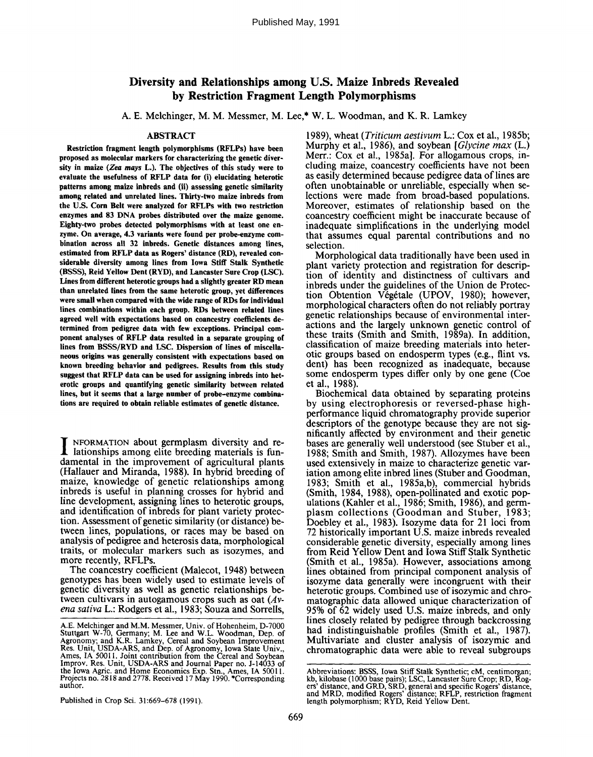# Diversity and Relationships among U.S. Maize Inbreds Revealed by Restriction Fragment Length Polymorphisms

A. E. Melchinger, M. M. Messmer, M. Lee,* W. L. Woodman, and K. R. Lamkey

## ABSTRACT

**Restriction fragment length polymorphisms (RFLPs) have been proposed as molecular markers for characterizing the genetic diversity in maize (*Zea mays* L.). The objectives of this study were to evaluate the usefulness of RFLP data for (i) elucidating heterotic patterns among maize inbreds and (ii) assessing genetic similarity among related and unrelated lines. Thirty-two maize inbreds from the U.S. Corn Belt were analyzed for RFLPs with two restriction enzymes and 83 DNA probes distributed over the maize genome. Eighty-two probes detected polymorphisms with at least one enzyme. On average, 4.3 variants were found per probe-enzyme combination across all 32 inbreds. Genetic distances among lines, estimated from RFLP data as Rogers' distance (RD), revealed considerable diversity among lines from Iowa Stiff Stalk Synthetic (BSSS), Reid Yellow Dent (RYD), and Lancaster Sure Crop (LSC). Lines from different heterotic groups had a slightly greater RD mean than unrelated lines from the same heterotic group, yet differences were small when compared with the wide range of RDs for individual lines combinations within each group. RDs between related lines agreed well with expectations based on coancestry coefficients determined from pedigree data with few exceptions. Principal component analyses of RFLP data resulted in a separate grouping of lines from BSSS/RYD and LSC. Dispersion of lines of miscellaneous origins was generally consistent with expectations based on known breeding behavior and pedigrees. Results from this study suggest that RFLP data can be used for assigning inbreds into heterotic groups and quantifying genetic similarity between related lines, but it seems that a large number of probe-enzyme combinations are required to obtain reliable estimates of genetic distance.**

INFORMATION about germplasm diversity and relationships among elite breeding materials is fundamental in the improvement of agricultural plants (Hallauer and Miranda, 1988). In hybrid breeding of maize, knowledge of genetic relationships among inbreds is useful in planning crosses for hybrid and line development, assigning lines to heterotic groups, and identification of inbreds for plant variety protection. Assessment of genetic similarity (or distance) between lines, populations, or races may be based on analysis of pedigree and heterosis data, morphological traits, or molecular markers such as isozymes, and more recently, RFLPs.

The coancestry coefficient (Malecot, 1948) between genotypes has been widely used to estimate levels of genetic diversity as well as genetic relationships between cultivars in autogamous crops such as oat (*Avena sativa* L.: Rodgers et al., 1983; Souza and Sorrells, 1989), wheat (*Triticum aestivum* L.: Cox et al., 1985b; Murphy et al., 1986), and soybean [*Glycine max* (L.) Merr.: Cox et al., 1985a]. For allogamous crops, including maize, coancestry coefficients have not been as easily determined because pedigree data of lines are often unobtainable or unreliable, especially when selections were made from broad-based populations. Moreover, estimates of relationship based on the coancestry coefficient might be inaccurate because of inadequate simplifications in the underlying model that assumes equal parental contributions and no selection.

Morphological data traditionally have been used in plant variety protection and registration for description of identity and distinctness of cultivars and inbreds under the guidelines of the Union de Protection Obtention Végétale (UPOV, 1980); however, morphological characters often do not reliably portray genetic relationships because of environmental interactions and the largely unknown genetic control of these traits (Smith and Smith, 1989a). In addition, classification of maize breeding materials into heterotic groups based on endosperm types (e.g., flint vs. dent) has been recognized as inadequate, because some endosperm types differ only by one gene (Coe et al., 1988).

Biochemical data obtained by separating proteins by using electrophoresis or reversed-phase high-performance liquid chromatography provide superior descriptors of the genotype because they are not significantly affected by environment and their genetic bases are generally well understood (see Stuber et al., 1988; Smith and Smith, 1987). Allozymes have been used extensively in maize to characterize genetic variation among elite inbred lines (Stuber and Goodman, 1983; Smith et al., 1985a,b), commercial hybrids (Smith, 1984, 1988), open-pollinated and exotic populations (Kahler et al., 1986; Smith, 1986), and germplasm collections (Goodman and Stuber, 1983; Doebley et al., 1983). Isozyme data for 21 loci from 72 historically important U.S. maize inbreds revealed considerable genetic diversity, especially among lines from Reid Yellow Dent and Iowa Stiff Stalk Synthetic (Smith et al., 1985a). However, associations among lines obtained from principal component analysis of isozyme data generally were incongruent with their heterotic groups. Combined use of isozymic and chromatographic data allowed unique characterization of 95% of 62 widely used U.S. maize inbreds, and only lines closely related by pedigree through backcrossing had indistinguishable profiles (Smith et al., 1987). Multivariate and cluster analysis of isozymic and chromatographic data were able to reveal subgroups

A.E. Melchinger and M.M. Messmer, Univ. of Hohenheim, D-7000 Stuttgart W-70, Germany; M. Lee and W.L. Woodman, Dep. of Agronomy; and K.R. Lamkey, Cereal and Soybean Improvement Res. Unit, USDA-ARS, and Dep. of Agronomy, Iowa State Univ., Ames, IA 50011. Joint contribution from the Cereal and Soybean Improv. Res. Unit, USDA-ARS and Journal Paper no. J-14033 of the Iowa Agric. and Home Economics Exp. Stn., Ames, IA 50011. Projects no. 2818 and 2778. Received 17 May 1990. *Corresponding author.

Published in Crop Sci. 31:669–678 (1991).

Abbreviations: BSSS, Iowa Stiff Stalk Synthetic; cM, centimorgan; kb, kilobase (1000 base pairs); LSC, Lancaster Sure Crop; RD, Rogers' distance, and GRD, SRD, general and specific Rogers' distance, and MRD, modified Rogers' distance; RFLP, restriction fragment length polymorphism; RYD, Reid Yellow Dent.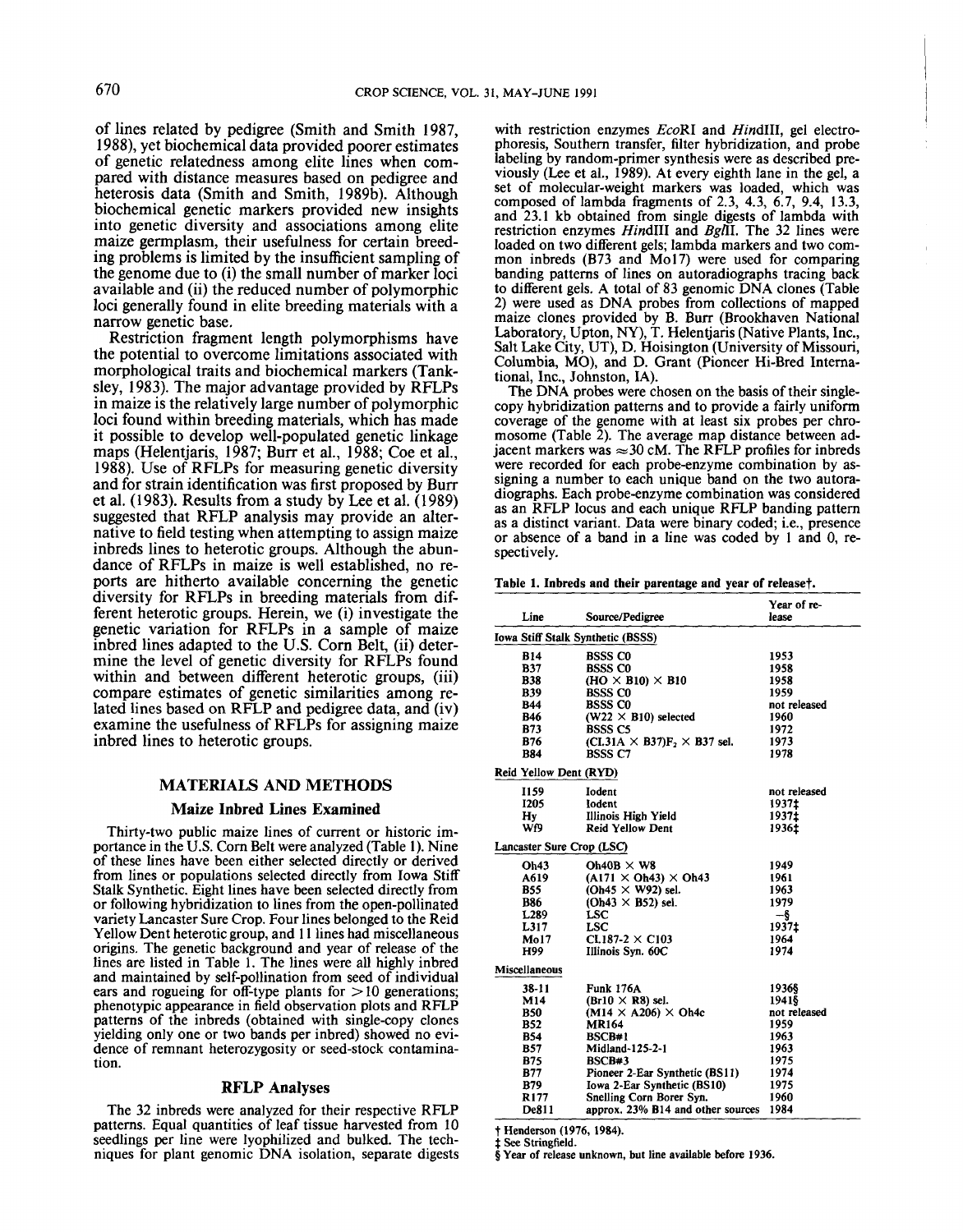of lines related by pedigree (Smith and Smith 1987, 1988), yet biochemical data provided poorer estimates of genetic relatedness among elite lines when compared with distance measures based on pedigree and heterosis data (Smith and Smith, 1989b). Although biochemical genetic markers provided new insights into genetic diversity and associations among elite maize germplasm, their usefulness for certain breeding problems is limited by the insufficient sampling of the genome due to (i) the small number of marker loci available and (ii) the reduced number of polymorphic loci generally found in elite breeding materials with a narrow genetic base.

Restriction fragment length polymorphisms have the potential to overcome limitations associated with morphological traits and biochemical markers (Tanksley, 1983). The major advantage provided by RFLPs in maize is the relatively large number of polymorphic loci found within breeding materials, which has made it possible to develop well-populated genetic linkage maps (Helentjaris, 1987; Burr et al., 1988; Coe et al., 1988). Use of RFLPs for measuring genetic diversity and for strain identification was first proposed by Burr et al. (1983). Results from a study by Lee et al. (1989) suggested that RFLP analysis may provide an alternative to field testing when attempting to assign maize inbreds lines to heterotic groups. Although the abundance of RFLPs in maize is well established, no reports are hitherto available concerning the genetic diversity for RFLPs in breeding materials from different heterotic groups. Herein, we (i) investigate the genetic variation for RFLPs in a sample of maize inbred lines adapted to the U.S. Corn Belt, (ii) determine the level of genetic diversity for RFLPs found within and between different heterotic groups, (iii) compare estimates of genetic similarities among related lines based on RFLP and pedigree data, and (iv) examine the usefulness of RFLPs for assigning maize inbred lines to heterotic groups.

## MATERIALS AND METHODS

### Maize Inbred Lines Examined

Thirty-two public maize lines of current or historic importance in the U.S. Corn Belt were analyzed (Table 1). Nine of these lines have been either selected directly or derived from lines or populations selected directly from Iowa Stiff Stalk Synthetic. Eight lines have been selected directly from or following hybridization to lines from the open-pollinated variety Lancaster Sure Crop. Four lines belonged to the Reid Yellow Dent heterotic group, and 11 lines had miscellaneous origins. The genetic background and year of release of the lines are listed in Table 1. The lines were all highly inbred and maintained by self-pollination from seed of individual ears and rogueing for off-type plants for >10 generations; phenotypic appearance in field observation plots and RFLP patterns of the inbreds (obtained with single-copy clones yielding only one or two bands per inbred) showed no evidence of remnant heterozygosity or seed-stock contamination.

### RFLP Analyses

The 32 inbreds were analyzed for their respective RFLP patterns. Equal quantities of leaf tissue harvested from 10 seedlings per line were lyophilized and bulked. The techniques for plant genomic DNA isolation, separate digests with restriction enzymes *Eco*RI and *Hin*dIII, gel electrophoresis, Southern transfer, filter hybridization, and probe labeling by random-primer synthesis were as described previously (Lee et al., 1989). At every eighth lane in the gel, a set of molecular-weight markers was loaded, which was composed of lambda fragments of 2.3, 4.3, 6.7, 9.4, 13.3, and 23.1 kb obtained from single digests of lambda with restriction enzymes *Hin*dIII and *Bgl*II. The 32 lines were loaded on two different gels; lambda markers and two common inbreds (B73 and Mo17) were used for comparing banding patterns of lines on autoradiographs tracing back to different gels. A total of 83 genomic DNA clones (Table 2) were used as DNA probes from collections of mapped maize clones provided by B. Burr (Brookhaven National Laboratory, Upton, NY), T. Helentjaris (Native Plants, Inc., Salt Lake City, UT), D. Hoisington (University of Missouri, Columbia, MO), and D. Grant (Pioneer Hi-Bred International, Inc., Johnston, IA).

The DNA probes were chosen on the basis of their single-copy hybridization patterns and to provide a fairly uniform coverage of the genome with at least six probes per chromosome (Table 2). The average map distance between adjacent markers was ≈30 cM. The RFLP profiles for inbreds were recorded for each probe-enzyme combination by assigning a number to each unique band on the two autoradiographs. Each probe-enzyme combination was considered as an RFLP locus and each unique RFLP banding pattern as a distinct variant. Data were binary coded; i.e., presence or absence of a band in a line was coded by 1 and 0, respectively.

**Table 1. Inbreds and their parentage and year of release†.**

| Line | Source/Pedigree | Year of release |
|---|---|---|
| **Iowa Stiff Stalk Synthetic (BSSS)** | | |
| B14 | BSSS C0 | 1953 |
| B37 | BSSS C0 | 1958 |
| B38 | (HO × B10) × B10 | 1958 |
| B39 | BSSS C0 | 1959 |
| B44 | BSSS C0 | not released |
| B46 | (W22 × B10) selected | 1960 |
| B73 | BSSS C5 | 1972 |
| B76 | (Cl.31A × B37)F$_2$ × B37 sel. | 1973 |
| B84 | BSSS C7 | 1978 |
| **Reid Yellow Dent (RYD)** | | |
| I159 | Iodent | not released |
| I205 | Iodent | 1937‡ |
| Hy | Illinois High Yield | 1937‡ |
| Wf9 | Reid Yellow Dent | 1936‡ |
| **Lancaster Sure Crop (LSC)** | | |
| Oh43 | Oh40B × W8 | 1949 |
| A619 | (A171 × Oh43) × Oh43 | 1961 |
| B55 | (Oh45 × W92) sel. | 1963 |
| B86 | (Oh43 × B52) sel. | 1979 |
| L289 | LSC | —§ |
| L317 | LSC | 1937‡ |
| Mo17 | Cl.187-2 × C103 | 1964 |
| H99 | Illinois Syn. 60C | 1974 |
| **Miscellaneous** | | |
| 38-11 | Funk 176A | 1936§ |
| M14 | (Br10 × R8) sel. | 1941§ |
| B50 | (M14 × A206) × Oh4c | not released |
| B52 | MR164 | 1959 |
| B54 | BSCB#1 | 1963 |
| B57 | Midland-125-2-1 | 1963 |
| B75 | BSCB#3 | 1975 |
| B77 | Pioneer 2-Ear Synthetic (BS11) | 1974 |
| B79 | Iowa 2-Ear Synthetic (BS10) | 1975 |
| R177 | Snelling Corn Borer Syn. | 1960 |
| De811 | approx. 23% B14 and other sources | 1984 |

† Henderson (1976, 1984).
‡ See Stringfield.
§ Year of release unknown, but line available before 1936.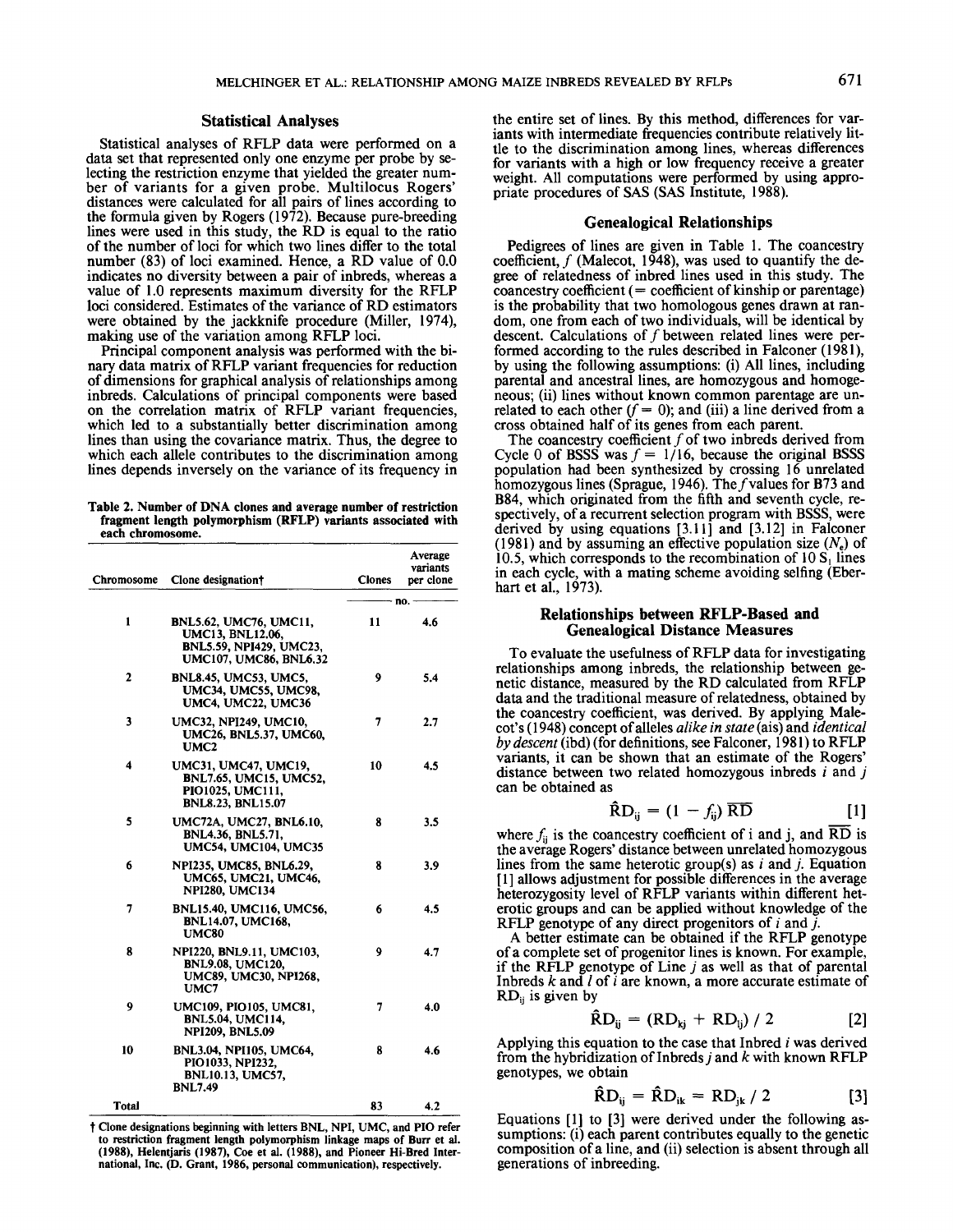## Statistical Analyses

Statistical analyses of RFLP data were performed on a data set that represented only one enzyme per probe by selecting the restriction enzyme that yielded the greater number of variants for a given probe. Multilocus Rogers' distances were calculated for all pairs of lines according to the formula given by Rogers (1972). Because pure-breeding lines were used in this study, the RD is equal to the ratio of the number of loci for which two lines differ to the total number (83) of loci examined. Hence, a RD value of 0.0 indicates no diversity between a pair of inbreds, whereas a value of 1.0 represents maximum diversity for the RFLP loci considered. Estimates of the variance of RD estimators were obtained by the jackknife procedure (Miller, 1974), making use of the variation among RFLP loci.

Principal component analysis was performed with the binary data matrix of RFLP variant frequencies for reduction of dimensions for graphical analysis of relationships among inbreds. Calculations of principal components were based on the correlation matrix of RFLP variant frequencies, which led to a substantially better discrimination among lines than using the covariance matrix. Thus, the degree to which each allele contributes to the discrimination among lines depends inversely on the variance of its frequency in the entire set of lines. By this method, differences for variants with intermediate frequencies contribute relatively little to the discrimination among lines, whereas differences for variants with a high or low frequency receive a greater weight. All computations were performed by using appropriate procedures of SAS (SAS Institute, 1988).

**Table 2. Number of DNA clones and average number of restriction fragment length polymorphism (RFLP) variants associated with each chromosome.**

| Chromosome | Clone designation† | Clones | Average variants per clone |
|---|---|---|---|
| | | no. | |
| 1 | BNL5.62, UMC76, UMC11, UMC13, BNL12.06, BNL5.59, NPI429, UMC23, UMC107, UMC86, BNL6.32 | 11 | 4.6 |
| 2 | BNL8.45, UMC53, UMC5, UMC34, UMC55, UMC98, UMC4, UMC22, UMC36 | 9 | 5.4 |
| 3 | UMC32, NPI249, UMC10, UMC26, BNL5.37, UMC60, UMC2 | 7 | 2.7 |
| 4 | UMC31, UMC47, UMC19, BNL7.65, UMC15, UMC52, PIO1025, UMC111, BNL8.23, BNL15.07 | 10 | 4.5 |
| 5 | UMC72A, UMC27, BNL6.10, BNL4.36, BNL5.71, UMC54, UMC104, UMC35 | 8 | 3.5 |
| 6 | NPI235, UMC85, BNL6.29, UMC65, UMC21, UMC46, NPI280, UMC134 | 8 | 3.9 |
| 7 | BNL15.40, UMC116, UMC56, BNL14.07, UMC168, UMC80 | 6 | 4.5 |
| 8 | NPI220, BNL9.11, UMC103, BNL9.08, UMC120, UMC89, UMC30, NPI268, UMC7 | 9 | 4.7 |
| 9 | UMC109, PIO105, UMC81, BNL5.04, UMC114, NPI209, BNL5.09 | 7 | 4.0 |
| 10 | BNL3.04, NPI105, UMC64, PIO1033, NPI232, BNL10.13, UMC57, BNL7.49 | 8 | 4.6 |
| Total | | 83 | 4.2 |

† Clone designations beginning with letters BNL, NPI, UMC, and PIO refer to restriction fragment length polymorphism linkage maps of Burr et al. (1988), Helentjaris (1987), Coe et al. (1988), and Pioneer Hi-Bred International, Inc. (D. Grant, 1986, personal communication), respectively.

## Genealogical Relationships

Pedigrees of lines are given in Table 1. The coancestry coefficient, $f$ (Malecot, 1948), was used to quantify the degree of relatedness of inbred lines used in this study. The coancestry coefficient (= coefficient of kinship or parentage) is the probability that two homologous genes drawn at random, one from each of two individuals, will be identical by descent. Calculations of $f$ between related lines were performed according to the rules described in Falconer (1981), by using the following assumptions: (i) All lines, including parental and ancestral lines, are homozygous and homogeneous; (ii) lines without known common parentage are unrelated to each other ($f = 0$); and (iii) a line derived from a cross obtained half of its genes from each parent.

The coancestry coefficient $f$ of two inbreds derived from Cycle 0 of BSSS was $f = 1/16$, because the original BSSS population had been synthesized by crossing 16 unrelated homozygous lines (Sprague, 1946). The $f$ values for B73 and B84, which originated from the fifth and seventh cycle, respectively, of a recurrent selection program with BSSS, were derived by using equations [3.11] and [3.12] in Falconer (1981) and by assuming an effective population size ($N_e$) of 10.5, which corresponds to the recombination of 10 $S_1$ lines in each cycle, with a mating scheme avoiding selfing (Eberhart et al., 1973).

## Relationships between RFLP-Based and Genealogical Distance Measures

To evaluate the usefulness of RFLP data for investigating relationships among inbreds, the relationship between genetic distance, measured by the RD calculated from RFLP data and the traditional measure of relatedness, obtained by the coancestry coefficient, was derived. By applying Malecot's (1948) concept of alleles *alike in state* (ais) and *identical by descent* (ibd) (for definitions, see Falconer, 1981) to RFLP variants, it can be shown that an estimate of the Rogers' distance between two related homozygous inbreds $i$ and $j$ can be obtained as

$$\hat{RD}_{ij} = (1 - f_{ij})\,\overline{RD} \qquad [1]$$

where $f_{ij}$ is the coancestry coefficient of i and j, and $\overline{RD}$ is the average Rogers' distance between unrelated homozygous lines from the same heterotic group(s) as $i$ and $j$. Equation [1] allows adjustment for possible differences in the average heterozygosity level of RFLP variants within different heterotic groups and can be applied without knowledge of the RFLP genotype of any direct progenitors of $i$ and $j$.

A better estimate can be obtained if the RFLP genotype of a complete set of progenitor lines is known. For example, if the RFLP genotype of Line $j$ as well as that of parental Inbreds $k$ and $l$ of $i$ are known, a more accurate estimate of $RD_{ij}$ is given by

$$\hat{RD}_{ij} = (RD_{kj} + RD_{lj}) / 2 \qquad [2]$$

Applying this equation to the case that Inbred $i$ was derived from the hybridization of Inbreds $j$ and $k$ with known RFLP genotypes, we obtain

$$\hat{RD}_{ij} = \hat{RD}_{ik} = RD_{jk} / 2 \qquad [3]$$

Equations [1] to [3] were derived under the following assumptions: (i) each parent contributes equally to the genetic composition of a line, and (ii) selection is absent through all generations of inbreeding.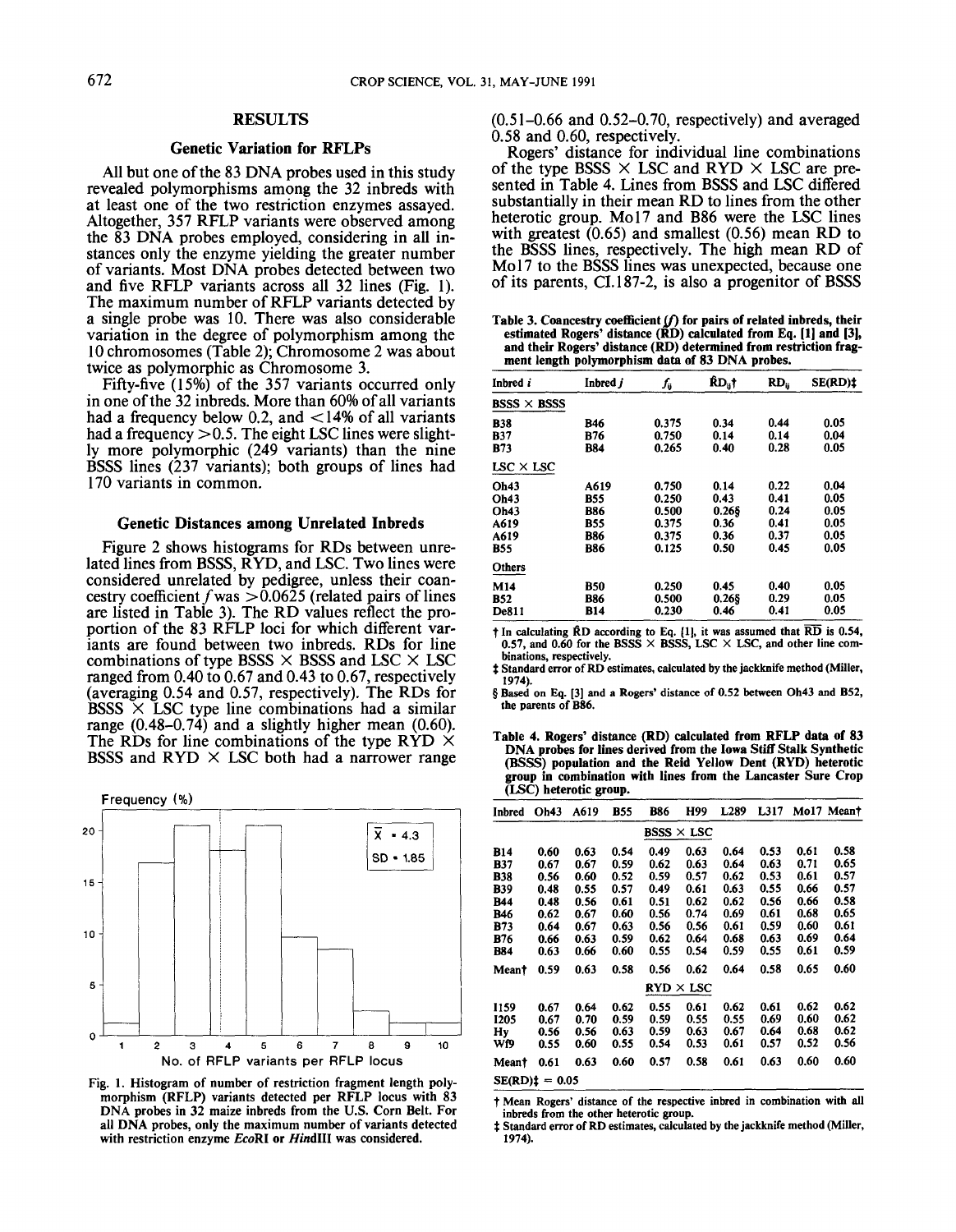## RESULTS

### Genetic Variation for RFLPs

All but one of the 83 DNA probes used in this study revealed polymorphisms among the 32 inbreds with at least one of the two restriction enzymes assayed. Altogether, 357 RFLP variants were observed among the 83 DNA probes employed, considering in all instances only the enzyme yielding the greater number of variants. Most DNA probes detected between two and five RFLP variants across all 32 lines (Fig. 1). The maximum number of RFLP variants detected by a single probe was 10. There was also considerable variation in the degree of polymorphism among the 10 chromosomes (Table 2); Chromosome 2 was about twice as polymorphic as Chromosome 3.

Fifty-five (15%) of the 357 variants occurred only in one of the 32 inbreds. More than 60% of all variants had a frequency below 0.2, and <14% of all variants had a frequency >0.5. The eight LSC lines were slightly more polymorphic (249 variants) than the nine BSSS lines (237 variants); both groups of lines had 170 variants in common.

### Genetic Distances among Unrelated Inbreds

Figure 2 shows histograms for RDs between unrelated lines from BSSS, RYD, and LSC. Two lines were considered unrelated by pedigree, unless their coancestry coefficient $f$ was >0.0625 (related pairs of lines are listed in Table 3). The RD values reflect the proportion of the 83 RFLP loci for which different variants are found between two inbreds. RDs for line combinations of type BSSS × BSSS and LSC × LSC ranged from 0.40 to 0.67 and 0.43 to 0.67, respectively (averaging 0.54 and 0.57, respectively). The RDs for BSSS × LSC type line combinations had a similar range (0.48–0.74) and a slightly higher mean (0.60). The RDs for line combinations of the type RYD × BSSS and RYD × LSC both had a narrower range (0.51–0.66 and 0.52–0.70, respectively) and averaged 0.58 and 0.60, respectively.

Fig. 1. Histogram of number of restriction fragment length polymorphism (RFLP) variants detected per RFLP locus with 83 DNA probes in 32 maize inbreds from the U.S. Corn Belt. For all DNA probes, only the maximum number of variants detected with restriction enzyme *Eco*RI or *Hin*dIII was considered.

Rogers' distance for individual line combinations of the type BSSS × LSC and RYD × LSC are presented in Table 4. Lines from BSSS and LSC differed substantially in their mean RD to lines from the other heterotic group. Mo17 and B86 were the LSC lines with greatest (0.65) and smallest (0.56) mean RD to the BSSS lines, respectively. The high mean RD of Mo17 to the BSSS lines was unexpected, because one of its parents, CI.187-2, is also a progenitor of BSSS

Table 3. Coancestry coefficient ($f$) for pairs of related inbreds, their estimated Rogers' distance ($\hat{RD}$) calculated from Eq. [1] and [3], and their Rogers' distance (RD) determined from restriction fragment length polymorphism data of 83 DNA probes.

| Inbred $i$ | Inbred $j$ | $f_{ij}$ | $\hat{RD}_{ij}$† | $RD_{ij}$ | SE(RD)‡ |
|---|---|---|---|---|---|
| BSSS × BSSS | | | | | |
| B38 | B46 | 0.375 | 0.34 | 0.44 | 0.05 |
| B37 | B76 | 0.750 | 0.14 | 0.14 | 0.04 |
| B73 | B84 | 0.265 | 0.40 | 0.28 | 0.05 |
| LSC × LSC | | | | | |
| Oh43 | A619 | 0.750 | 0.14 | 0.22 | 0.04 |
| Oh43 | B55 | 0.250 | 0.43 | 0.41 | 0.05 |
| Oh43 | B86 | 0.500 | 0.26§ | 0.24 | 0.05 |
| A619 | B55 | 0.375 | 0.36 | 0.41 | 0.05 |
| A619 | B86 | 0.375 | 0.36 | 0.37 | 0.05 |
| B55 | B86 | 0.125 | 0.50 | 0.45 | 0.05 |
| Others | | | | | |
| M14 | B50 | 0.250 | 0.45 | 0.40 | 0.05 |
| B52 | B86 | 0.500 | 0.26§ | 0.29 | 0.05 |
| De811 | B14 | 0.230 | 0.46 | 0.41 | 0.05 |

† In calculating $\hat{RD}$ according to Eq. [1], it was assumed that $\overline{RD}$ is 0.54, 0.57, and 0.60 for the BSSS × BSSS, LSC × LSC, and other line combinations, respectively.
‡ Standard error of RD estimates, calculated by the jackknife method (Miller, 1974).
§ Based on Eq. [3] and a Rogers' distance of 0.52 between Oh43 and B52, the parents of B86.

Table 4. Rogers' distance (RD) calculated from RFLP data of 83 DNA probes for lines derived from the Iowa Stiff Stalk Synthetic (BSSS) population and the Reid Yellow Dent (RYD) heterotic group in combination with lines from the Lancaster Sure Crop (LSC) heterotic group.

| Inbred | Oh43 | A619 | B55 | B86 | H99 | L289 | L317 | Mo17 | Mean† |
|---|---|---|---|---|---|---|---|---|---|
| | | | | BSSS × LSC | | | | | |
| B14 | 0.60 | 0.63 | 0.54 | 0.49 | 0.63 | 0.64 | 0.53 | 0.61 | 0.58 |
| B37 | 0.67 | 0.67 | 0.59 | 0.62 | 0.63 | 0.64 | 0.63 | 0.71 | 0.65 |
| B38 | 0.56 | 0.60 | 0.52 | 0.59 | 0.57 | 0.62 | 0.53 | 0.61 | 0.57 |
| B39 | 0.48 | 0.55 | 0.57 | 0.49 | 0.61 | 0.63 | 0.55 | 0.66 | 0.57 |
| B44 | 0.48 | 0.56 | 0.61 | 0.51 | 0.62 | 0.62 | 0.56 | 0.66 | 0.58 |
| B46 | 0.62 | 0.67 | 0.60 | 0.56 | 0.74 | 0.69 | 0.61 | 0.68 | 0.65 |
| B73 | 0.64 | 0.67 | 0.63 | 0.56 | 0.56 | 0.61 | 0.59 | 0.60 | 0.61 |
| B76 | 0.66 | 0.63 | 0.59 | 0.62 | 0.64 | 0.68 | 0.63 | 0.69 | 0.64 |
| B84 | 0.63 | 0.66 | 0.60 | 0.55 | 0.54 | 0.59 | 0.55 | 0.61 | 0.59 |
| Mean† | 0.59 | 0.63 | 0.58 | 0.56 | 0.62 | 0.64 | 0.58 | 0.65 | 0.60 |
| | | | | RYD × LSC | | | | | |
| I159 | 0.67 | 0.64 | 0.62 | 0.55 | 0.61 | 0.62 | 0.61 | 0.62 | 0.62 |
| I205 | 0.67 | 0.70 | 0.59 | 0.59 | 0.55 | 0.55 | 0.69 | 0.60 | 0.62 |
| Hy | 0.56 | 0.56 | 0.63 | 0.59 | 0.63 | 0.67 | 0.64 | 0.68 | 0.62 |
| Wf9 | 0.55 | 0.60 | 0.55 | 0.54 | 0.53 | 0.61 | 0.57 | 0.52 | 0.56 |
| Mean† | 0.61 | 0.63 | 0.60 | 0.57 | 0.58 | 0.61 | 0.63 | 0.60 | 0.60 |
| SE(RD)‡ = 0.05 | | | | | | | | | |

† Mean Rogers' distance of the respective inbred in combination with all inbreds from the other heterotic group.
‡ Standard error of RD estimates, calculated by the jackknife method (Miller, 1974).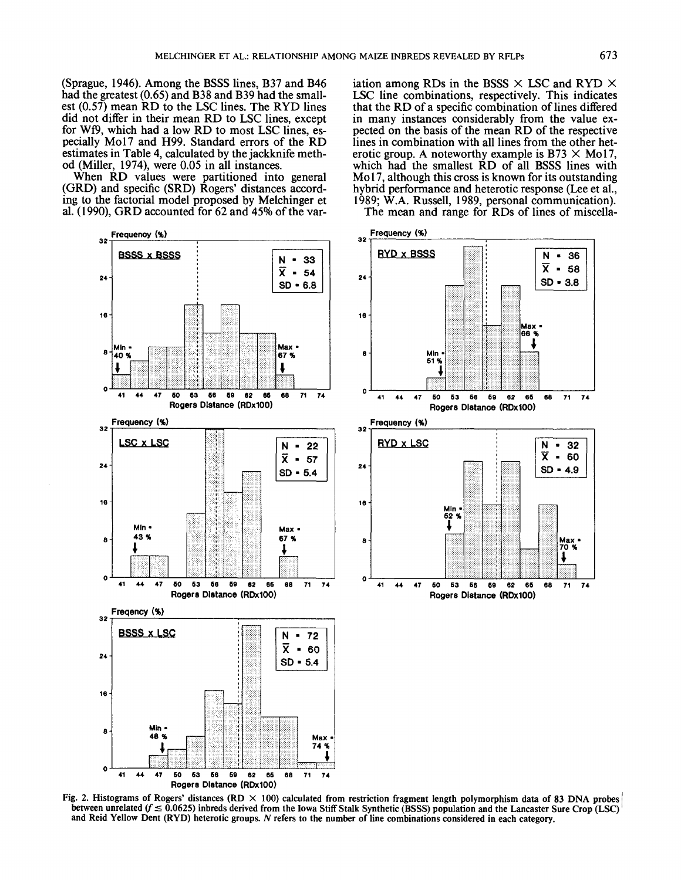(Sprague, 1946). Among the BSSS lines, B37 and B46 had the greatest (0.65) and B38 and B39 had the smallest (0.57) mean RD to the LSC lines. The RYD lines did not differ in their mean RD to LSC lines, except for Wf9, which had a low RD to most LSC lines, especially Mo17 and H99. Standard errors of the RD estimates in Table 4, calculated by the jackknife method (Miller, 1974), were 0.05 in all instances.

When RD values were partitioned into general (GRD) and specific (SRD) Rogers' distances according to the factorial model proposed by Melchinger et al. (1990), GRD accounted for 62 and 45% of the variation among RDs in the BSSS × LSC and RYD × LSC line combinations, respectively. This indicates that the RD of a specific combination of lines differed in many instances considerably from the value expected on the basis of the mean RD of the respective lines in combination with all lines from the other heterotic group. A noteworthy example is B73 × Mo17, which had the smallest RD of all BSSS lines with Mo17, although this cross is known for its outstanding hybrid performance and heterotic response (Lee et al., 1989; W.A. Russell, 1989, personal communication).

The mean and range for RDs of lines of miscella-

Fig. 2. Histograms of Rogers' distances (RD × 100) calculated from restriction fragment length polymorphism data of 83 DNA probes between unrelated ($f \leq 0.0625$) inbreds derived from the Iowa Stiff Stalk Synthetic (BSSS) population and the Lancaster Sure Crop (LSC) and Reid Yellow Dent (RYD) heterotic groups. $N$ refers to the number of line combinations considered in each category.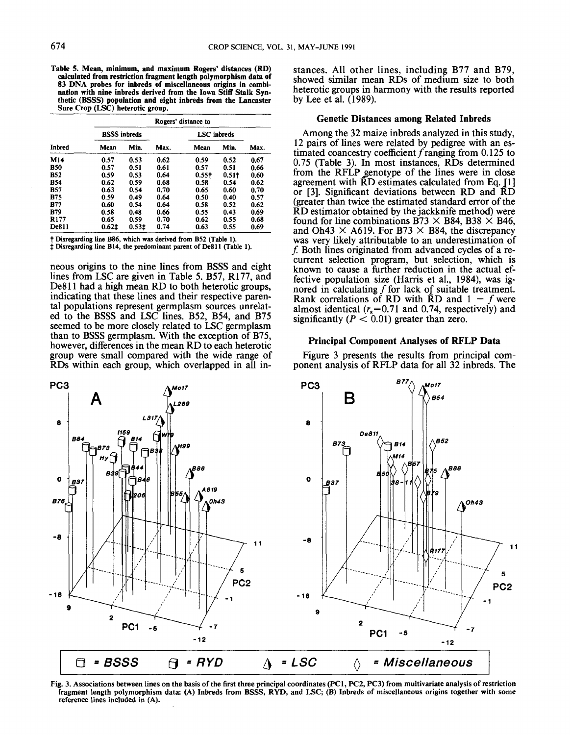Table 5. Mean, minimum, and maximum Rogers' distances (RD) calculated from restriction fragment length polymorphism data of 83 DNA probes for inbreds of miscellaneous origins in combination with nine inbreds derived from the Iowa Stiff Stalk Synthetic (BSSS) population and eight inbreds from the Lancaster Sure Crop (LSC) heterotic group.

| | Rogers' distance to | | | | | |
|---|---|---|---|---|---|---|
| | BSSS inbreds | | | LSC inbreds | | |
| Inbred | Mean | Min. | Max. | Mean | Min. | Max. |
| M14 | 0.57 | 0.53 | 0.62 | 0.59 | 0.52 | 0.67 |
| B50 | 0.57 | 0.51 | 0.61 | 0.57 | 0.51 | 0.66 |
| B52 | 0.59 | 0.53 | 0.64 | 0.55† | 0.51† | 0.60 |
| B54 | 0.62 | 0.59 | 0.68 | 0.58 | 0.54 | 0.62 |
| B57 | 0.63 | 0.54 | 0.70 | 0.65 | 0.60 | 0.70 |
| B75 | 0.59 | 0.49 | 0.64 | 0.50 | 0.40 | 0.57 |
| B77 | 0.60 | 0.54 | 0.64 | 0.58 | 0.52 | 0.62 |
| B79 | 0.58 | 0.48 | 0.66 | 0.55 | 0.43 | 0.69 |
| R177 | 0.65 | 0.59 | 0.70 | 0.62 | 0.55 | 0.68 |
| De811 | 0.62‡ | 0.53‡ | 0.74 | 0.63 | 0.55 | 0.69 |

† Disregarding line B86, which was derived from B52 (Table 1).
‡ Disregarding line B14, the predominant parent of De811 (Table 1).

neous origins to the nine lines from BSSS and eight lines from LSC are given in Table 5. B57, R177, and De811 had a high mean RD to both heterotic groups, indicating that these lines and their respective parental populations represent germplasm sources unrelated to the BSSS and LSC lines. B52, B54, and B75 seemed to be more closely related to LSC germplasm than to BSSS germplasm. With the exception of B75, however, differences in the mean RD to each heterotic group were small compared with the wide range of RDs within each group, which overlapped in all instances. All other lines, including B77 and B79, showed similar mean RDs of medium size to both heterotic groups in harmony with the results reported by Lee et al. (1989).

### Genetic Distances among Related Inbreds

Among the 32 maize inbreds analyzed in this study, 12 pairs of lines were related by pedigree with an estimated coancestry coefficient $f$ ranging from 0.125 to 0.75 (Table 3). In most instances, RDs determined from the RFLP genotype of the lines were in close agreement with $\hat{RD}$ estimates calculated from Eq. [1] or [3]. Significant deviations between RD and $\hat{RD}$ (greater than twice the estimated standard error of the $\hat{RD}$ estimator obtained by the jackknife method) were found for line combinations B73 × B84, B38 × B46, and Oh43 × A619. For B73 × B84, the discrepancy was very likely attributable to an underestimation of $f$. Both lines originated from advanced cycles of a recurrent selection program, but selection, which is known to cause a further reduction in the actual effective population size (Harris et al., 1984), was ignored in calculating $f$ for lack of suitable treatment. Rank correlations of RD with $\hat{RD}$ and $1 - f$ were almost identical ($r_s$=0.71 and 0.74, respectively) and significantly ($P < 0.01$) greater than zero.

### Principal Component Analyses of RFLP Data

Figure 3 presents the results from principal component analysis of RFLP data for all 32 inbreds. The

Fig. 3. Associations between lines on the basis of the first three principal coordinates (PC1, PC2, PC3) from multivariate analysis of restriction fragment length polymorphism data: (A) Inbreds from BSSS, RYD, and LSC; (B) Inbreds of miscellaneous origins together with some reference lines included in (A).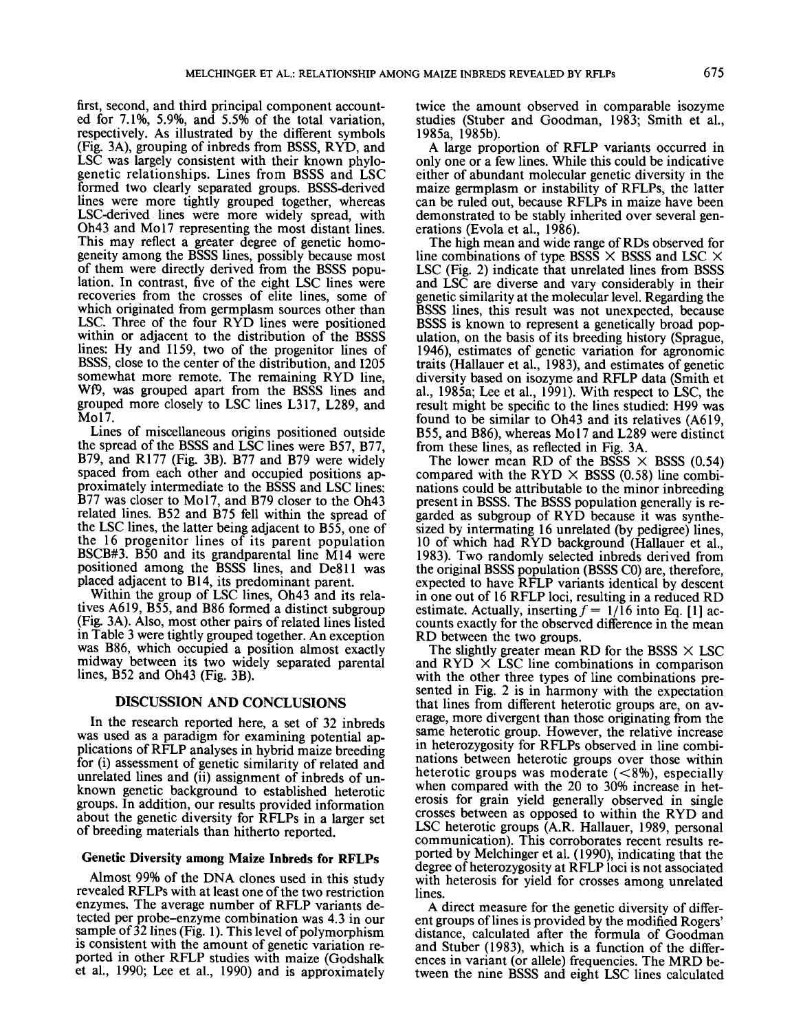first, second, and third principal component accounted for 7.1%, 5.9%, and 5.5% of the total variation, respectively. As illustrated by the different symbols (Fig. 3A), grouping of inbreds from BSSS, RYD, and LSC was largely consistent with their known phylogenetic relationships. Lines from BSSS and LSC formed two clearly separated groups. BSSS-derived lines were more tightly grouped together, whereas LSC-derived lines were more widely spread, with Oh43 and Mo17 representing the most distant lines. This may reflect a greater degree of genetic homogeneity among the BSSS lines, possibly because most of them were directly derived from the BSSS population. In contrast, five of the eight LSC lines were recoveries from the crosses of elite lines, some of which originated from germplasm sources other than LSC. Three of the four RYD lines were positioned within or adjacent to the distribution of the BSSS lines: Hy and I159, two of the progenitor lines of BSSS, close to the center of the distribution, and I205 somewhat more remote. The remaining RYD line, Wf9, was grouped apart from the BSSS lines and grouped more closely to LSC lines L317, L289, and Mo17.

Lines of miscellaneous origins positioned outside the spread of the BSSS and LSC lines were B57, B77, B79, and R177 (Fig. 3B). B77 and B79 were widely spaced from each other and occupied positions approximately intermediate to the BSSS and LSC lines: B77 was closer to Mo17, and B79 closer to the Oh43 related lines. B52 and B75 fell within the spread of the LSC lines, the latter being adjacent to B55, one of the 16 progenitor lines of its parent population BSCB#3. B50 and its grandparental line M14 were positioned among the BSSS lines, and De811 was placed adjacent to B14, its predominant parent.

Within the group of LSC lines, Oh43 and its relatives A619, B55, and B86 formed a distinct subgroup (Fig. 3A). Also, most other pairs of related lines listed in Table 3 were tightly grouped together. An exception was B86, which occupied a position almost exactly midway between its two widely separated parental lines, B52 and Oh43 (Fig. 3B).

## DISCUSSION AND CONCLUSIONS

In the research reported here, a set of 32 inbreds was used as a paradigm for examining potential applications of RFLP analyses in hybrid maize breeding for (i) assessment of genetic similarity of related and unrelated lines and (ii) assignment of inbreds of unknown genetic background to established heterotic groups. In addition, our results provided information about the genetic diversity for RFLPs in a larger set of breeding materials than hitherto reported.

### Genetic Diversity among Maize Inbreds for RFLPs

Almost 99% of the DNA clones used in this study revealed RFLPs with at least one of the two restriction enzymes. The average number of RFLP variants detected per probe–enzyme combination was 4.3 in our sample of 32 lines (Fig. 1). This level of polymorphism is consistent with the amount of genetic variation reported in other RFLP studies with maize (Godshalk et al., 1990; Lee et al., 1990) and is approximately twice the amount observed in comparable isozyme studies (Stuber and Goodman, 1983; Smith et al., 1985a, 1985b).

A large proportion of RFLP variants occurred in only one or a few lines. While this could be indicative either of abundant molecular genetic diversity in the maize germplasm or instability of RFLPs, the latter can be ruled out, because RFLPs in maize have been demonstrated to be stably inherited over several generations (Evola et al., 1986).

The high mean and wide range of RDs observed for line combinations of type BSSS × BSSS and LSC × LSC (Fig. 2) indicate that unrelated lines from BSSS and LSC are diverse and vary considerably in their genetic similarity at the molecular level. Regarding the BSSS lines, this result was not unexpected, because BSSS is known to represent a genetically broad population, on the basis of its breeding history (Sprague, 1946), estimates of genetic variation for agronomic traits (Hallauer et al., 1983), and estimates of genetic diversity based on isozyme and RFLP data (Smith et al., 1985a; Lee et al., 1991). With respect to LSC, the result might be specific to the lines studied: H99 was found to be similar to Oh43 and its relatives (A619, B55, and B86), whereas Mo17 and L289 were distinct from these lines, as reflected in Fig. 3A.

The lower mean RD of the BSSS × BSSS (0.54) compared with the RYD × BSSS (0.58) line combinations could be attributable to the minor inbreeding present in BSSS. The BSSS population generally is regarded as subgroup of RYD because it was synthesized by intermating 16 unrelated (by pedigree) lines, 10 of which had RYD background (Hallauer et al., 1983). Two randomly selected inbreds derived from the original BSSS population (BSSS C0) are, therefore, expected to have RFLP variants identical by descent in one out of 16 RFLP loci, resulting in a reduced RD estimate. Actually, inserting $f = 1/16$ into Eq. [1] accounts exactly for the observed difference in the mean RD between the two groups.

The slightly greater mean RD for the BSSS × LSC and RYD × LSC line combinations in comparison with the other three types of line combinations presented in Fig. 2 is in harmony with the expectation that lines from different heterotic groups are, on average, more divergent than those originating from the same heterotic group. However, the relative increase in heterozygosity for RFLPs observed in line combinations between heterotic groups over those within heterotic groups was moderate (<8%), especially when compared with the 20 to 30% increase in heterosis for grain yield generally observed in single crosses between as opposed to within the RYD and LSC heterotic groups (A.R. Hallauer, 1989, personal communication). This corroborates recent results reported by Melchinger et al. (1990), indicating that the degree of heterozygosity at RFLP loci is not associated with heterosis for yield for crosses among unrelated lines.

A direct measure for the genetic diversity of different groups of lines is provided by the modified Rogers' distance, calculated after the formula of Goodman and Stuber (1983), which is a function of the differences in variant (or allele) frequencies. The MRD between the nine BSSS and eight LSC lines calculated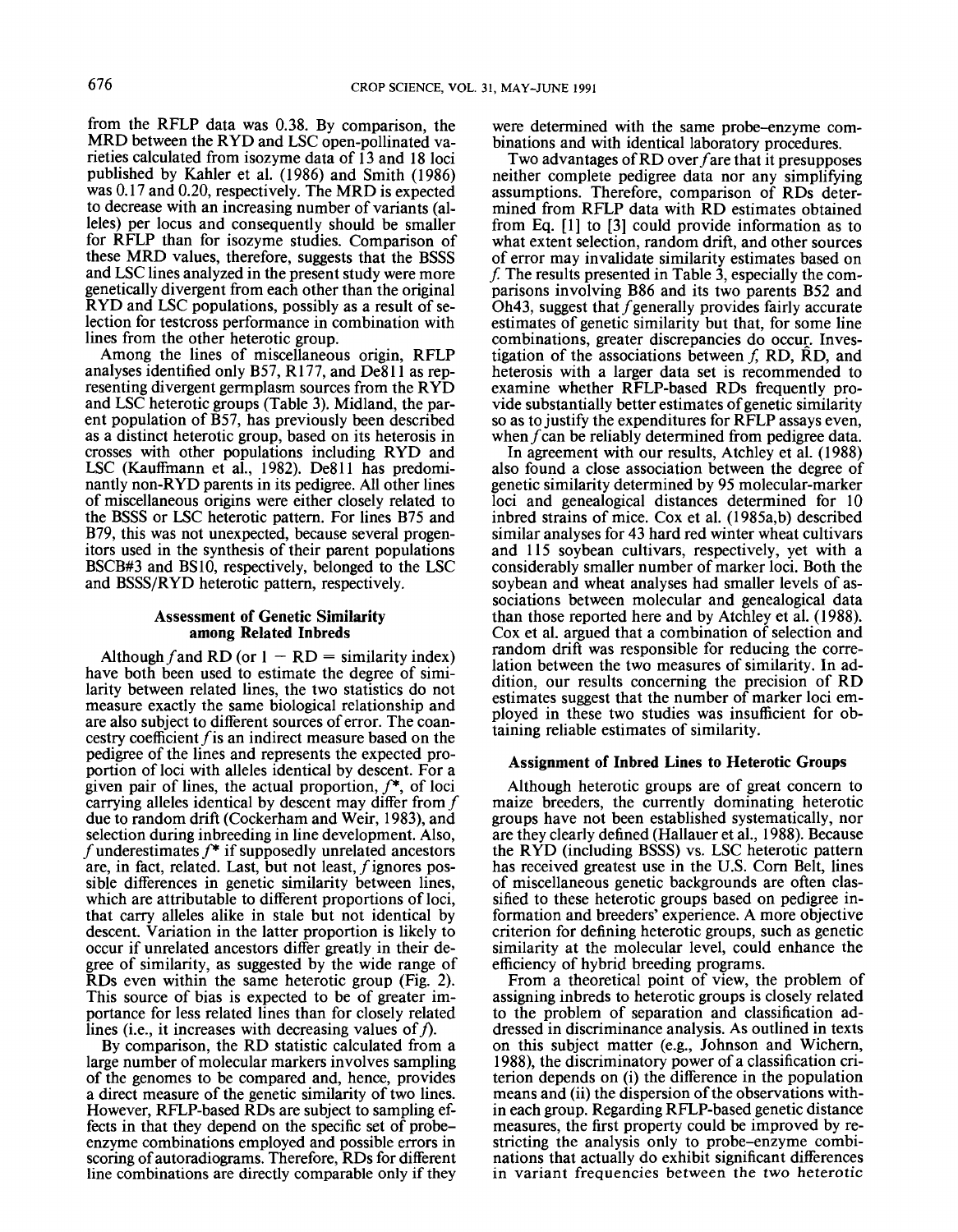from the RFLP data was 0.38. By comparison, the MRD between the RYD and LSC open-pollinated varieties calculated from isozyme data of 13 and 18 loci published by Kahler et al. (1986) and Smith (1986) was 0.17 and 0.20, respectively. The MRD is expected to decrease with an increasing number of variants (alleles) per locus and consequently should be smaller for RFLP than for isozyme studies. Comparison of these MRD values, therefore, suggests that the BSSS and LSC lines analyzed in the present study were more genetically divergent from each other than the original RYD and LSC populations, possibly as a result of selection for testcross performance in combination with lines from the other heterotic group.

Among the lines of miscellaneous origin, RFLP analyses identified only B57, R177, and De811 as representing divergent germplasm sources from the RYD and LSC heterotic groups (Table 3). Midland, the parent population of B57, has previously been described as a distinct heterotic group, based on its heterosis in crosses with other populations including RYD and LSC (Kauffmann et al., 1982). De811 has predominantly non-RYD parents in its pedigree. All other lines of miscellaneous origins were either closely related to the BSSS or LSC heterotic pattern. For lines B75 and B79, this was not unexpected, because several progenitors used in the synthesis of their parent populations BSCB#3 and BS10, respectively, belonged to the LSC and BSSS/RYD heterotic pattern, respectively.

### Assessment of Genetic Similarity among Related Inbreds

Although $f$ and RD (or $1 - \text{RD}$ = similarity index) have both been used to estimate the degree of similarity between related lines, the two statistics do not measure exactly the same biological relationship and are also subject to different sources of error. The coancestry coefficient $f$ is an indirect measure based on the pedigree of the lines and represents the expected proportion of loci with alleles identical by descent. For a given pair of lines, the actual proportion, $f^*$, of loci carrying alleles identical by descent may differ from $f$ due to random drift (Cockerham and Weir, 1983), and selection during inbreeding in line development. Also, $f$ underestimates $f^*$ if supposedly unrelated ancestors are, in fact, related. Last, but not least, $f$ ignores possible differences in genetic similarity between lines, which are attributable to different proportions of loci, that carry alleles alike in stale but not identical by descent. Variation in the latter proportion is likely to occur if unrelated ancestors differ greatly in their degree of similarity, as suggested by the wide range of RDs even within the same heterotic group (Fig. 2). This source of bias is expected to be of greater importance for less related lines than for closely related lines (i.e., it increases with decreasing values of $f$).

By comparison, the RD statistic calculated from a large number of molecular markers involves sampling of the genomes to be compared and, hence, provides a direct measure of the genetic similarity of two lines. However, RFLP-based RDs are subject to sampling effects in that they depend on the specific set of probe-enzyme combinations employed and possible errors in scoring of autoradiograms. Therefore, RDs for different line combinations are directly comparable only if they were determined with the same probe-enzyme combinations and with identical laboratory procedures.

Two advantages of RD over $f$ are that it presupposes neither complete pedigree data nor any simplifying assumptions. Therefore, comparison of RDs determined from RFLP data with RD estimates obtained from Eq. [1] to [3] could provide information as to what extent selection, random drift, and other sources of error may invalidate similarity estimates based on $f$. The results presented in Table 3, especially the comparisons involving B86 and its two parents B52 and Oh43, suggest that $f$ generally provides fairly accurate estimates of genetic similarity but that, for some line combinations, greater discrepancies do occur. Investigation of the associations between $f$, RD, $\hat{\text{RD}}$, and heterosis with a larger data set is recommended to examine whether RFLP-based RDs frequently provide substantially better estimates of genetic similarity so as to justify the expenditures for RFLP assays even, when $f$ can be reliably determined from pedigree data.

In agreement with our results, Atchley et al. (1988) also found a close association between the degree of genetic similarity determined by 95 molecular-marker loci and genealogical distances determined for 10 inbred strains of mice. Cox et al. (1985a,b) described similar analyses for 43 hard red winter wheat cultivars and 115 soybean cultivars, respectively, yet with a considerably smaller number of marker loci. Both the soybean and wheat analyses had smaller levels of associations between molecular and genealogical data than those reported here and by Atchley et al. (1988). Cox et al. argued that a combination of selection and random drift was responsible for reducing the correlation between the two measures of similarity. In addition, our results concerning the precision of RD estimates suggest that the number of marker loci employed in these two studies was insufficient for obtaining reliable estimates of similarity.

### Assignment of Inbred Lines to Heterotic Groups

Although heterotic groups are of great concern to maize breeders, the currently dominating heterotic groups have not been established systematically, nor are they clearly defined (Hallauer et al., 1988). Because the RYD (including BSSS) vs. LSC heterotic pattern has received greatest use in the U.S. Corn Belt, lines of miscellaneous genetic backgrounds are often classified to these heterotic groups based on pedigree information and breeders' experience. A more objective criterion for defining heterotic groups, such as genetic similarity at the molecular level, could enhance the efficiency of hybrid breeding programs.

From a theoretical point of view, the problem of assigning inbreds to heterotic groups is closely related to the problem of separation and classification addressed in discriminance analysis. As outlined in texts on this subject matter (e.g., Johnson and Wichern, 1988), the discriminatory power of a classification criterion depends on (i) the difference in the population means and (ii) the dispersion of the observations within each group. Regarding RFLP-based genetic distance measures, the first property could be improved by restricting the analysis only to probe-enzyme combinations that actually do exhibit significant differences in variant frequencies between the two heterotic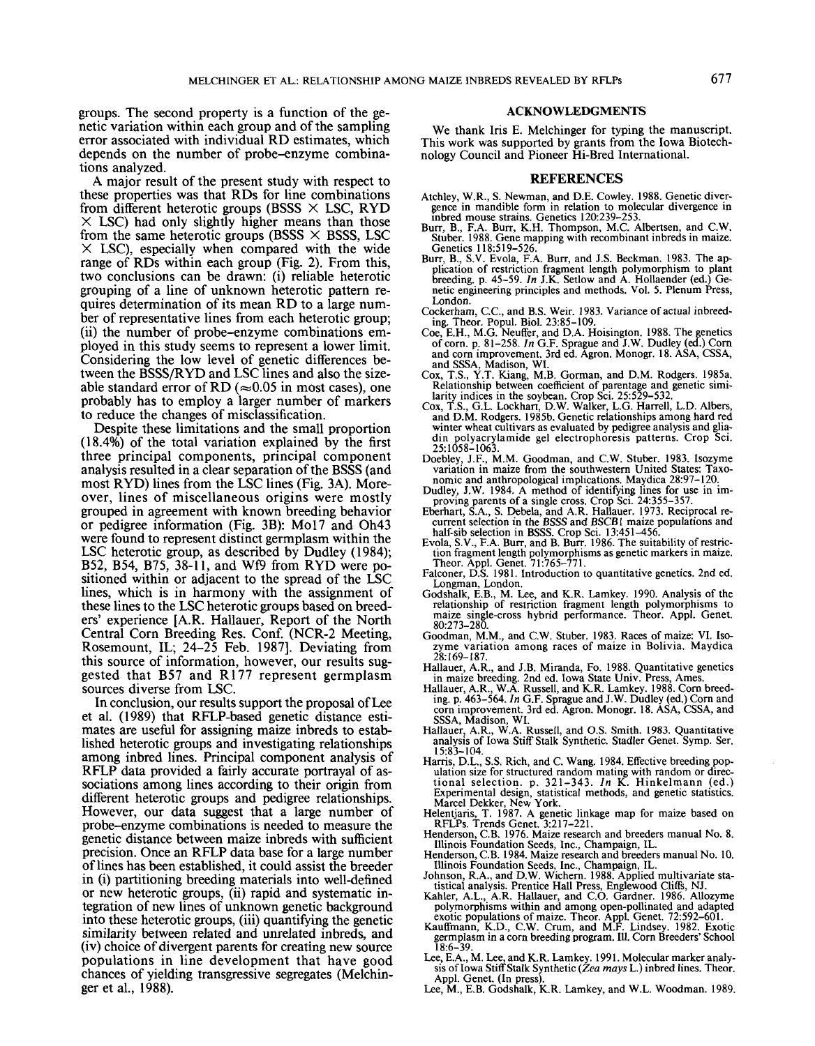groups. The second property is a function of the genetic variation within each group and of the sampling error associated with individual RD estimates, which depends on the number of probe–enzyme combinations analyzed.

A major result of the present study with respect to these properties was that RDs for line combinations from different heterotic groups (BSSS × LSC, RYD × LSC) had only slightly higher means than those from the same heterotic groups (BSSS × BSSS, LSC × LSC), especially when compared with the wide range of RDs within each group (Fig. 2). From this, two conclusions can be drawn: (i) reliable heterotic grouping of a line of unknown heterotic pattern requires determination of its mean RD to a large number of representative lines from each heterotic group; (ii) the number of probe–enzyme combinations employed in this study seems to represent a lower limit. Considering the low level of genetic differences between the BSSS/RYD and LSC lines and also the sizeable standard error of RD (≈0.05 in most cases), one probably has to employ a larger number of markers to reduce the changes of misclassification.

Despite these limitations and the small proportion (18.4%) of the total variation explained by the first three principal components, principal component analysis resulted in a clear separation of the BSSS (and most RYD) lines from the LSC lines (Fig. 3A). Moreover, lines of miscellaneous origins were mostly grouped in agreement with known breeding behavior or pedigree information (Fig. 3B): Mo17 and Oh43 were found to represent distinct germplasm within the LSC heterotic group, as described by Dudley (1984); B52, B54, B75, 38-11, and Wf9 from RYD were positioned within or adjacent to the spread of the LSC lines, which is in harmony with the assignment of these lines to the LSC heterotic groups based on breeders' experience [A.R. Hallauer, Report of the North Central Corn Breeding Res. Conf. (NCR-2 Meeting, Rosemount, IL; 24–25 Feb. 1987]. Deviating from this source of information, however, our results suggested that B57 and R177 represent germplasm sources diverse from LSC.

In conclusion, our results support the proposal of Lee et al. (1989) that RFLP-based genetic distance estimates are useful for assigning maize inbreds to established heterotic groups and investigating relationships among inbred lines. Principal component analysis of RFLP data provided a fairly accurate portrayal of associations among lines according to their origin from different heterotic groups and pedigree relationships. However, our data suggest that a large number of probe–enzyme combinations is needed to measure the genetic distance between maize inbreds with sufficient precision. Once an RFLP data base for a large number of lines has been established, it could assist the breeder in (i) partitioning breeding materials into well-defined or new heterotic groups, (ii) rapid and systematic integration of new lines of unknown genetic background into these heterotic groups, (iii) quantifying the genetic similarity between related and unrelated inbreds, and (iv) choice of divergent parents for creating new source populations in line development that have good chances of yielding transgressive segregates (Melchinger et al., 1988).

## ACKNOWLEDGMENTS

We thank Iris E. Melchinger for typing the manuscript. This work was supported by grants from the Iowa Biotechnology Council and Pioneer Hi-Bred International.

## REFERENCES

Atchley, W.R., S. Newman, and D.E. Cowley. 1988. Genetic divergence in mandible form in relation to molecular divergence in inbred mouse strains. Genetics 120:239–253.

Burr, B., F.A. Burr, K.H. Thompson, M.C. Albertsen, and C.W. Stuber. 1988. Gene mapping with recombinant inbreds in maize. Genetics 118:519–526.

Burr, B., S.V. Evola, F.A. Burr, and J.S. Beckman. 1983. The application of restriction fragment length polymorphism to plant breeding. p. 45–59. *In* J.K. Setlow and A. Hollaender (ed.) Genetic engineering principles and methods. Vol. 5. Plenum Press, London.

Cockerham, C.C., and B.S. Weir. 1983. Variance of actual inbreeding. Theor. Popul. Biol. 23:85–109.

Coe, E.H., M.G. Neuffer, and D.A. Hoisington. 1988. The genetics of corn. p. 81–258. *In* G.F. Sprague and J.W. Dudley (ed.) Corn and corn improvement. 3rd ed. Agron. Monogr. 18. ASA, CSSA, and SSSA, Madison, WI.

Cox, T.S., Y.T. Kiang, M.B. Gorman, and D.M. Rodgers. 1985a. Relationship between coefficient of parentage and genetic similarity indices in the soybean. Crop Sci. 25:529–532.

Cox, T.S., G.L. Lockhart, D.W. Walker, L.G. Harrell, L.D. Albers, and D.M. Rodgers. 1985b. Genetic relationships among hard red winter wheat cultivars as evaluated by pedigree analysis and gliadin polyacrylamide gel electrophoresis patterns. Crop Sci. 25:1058–1063.

Doebley, J.F., M.M. Goodman, and C.W. Stuber. 1983. Isozyme variation in maize from the southwestern United States: Taxonomic and anthropological implications. Maydica 28:97–120.

Dudley, J.W. 1984. A method of identifying lines for use in improving parents of a single cross. Crop Sci. 24:355–357.

Eberhart, S.A., S. Debela, and A.R. Hallauer. 1973. Reciprocal recurrent selection in the BSSS and BSCB1 maize populations and half-sib selection in BSSS. Crop Sci. 13:451–456.

Evola, S.V., F.A. Burr, and B. Burr. 1986. The suitability of restriction fragment length polymorphisms as genetic markers in maize. Theor. Appl. Genet. 71:765–771.

Falconer, D.S. 1981. Introduction to quantitative genetics. 2nd ed. Longman, London.

Godshalk, E.B., M. Lee, and K.R. Lamkey. 1990. Analysis of the relationship of restriction fragment length polymorphisms to maize single-cross hybrid performance. Theor. Appl. Genet. 80:273–280.

Goodman, M.M., and C.W. Stuber. 1983. Races of maize: VI. Isozyme variation among races of maize in Bolivia. Maydica 28:169–187.

Hallauer, A.R., and J.B. Miranda, Fo. 1988. Quantitative genetics in maize breeding. 2nd ed. Iowa State Univ. Press, Ames.

Hallauer, A.R., W.A. Russell, and K.R. Lamkey. 1988. Corn breeding. p. 463–564. *In* G.F. Sprague and J.W. Dudley (ed.) Corn and corn improvement. 3rd ed. Agron. Monogr. 18. ASA, CSSA, and SSSA, Madison, WI.

Hallauer, A.R., W.A. Russell, and O.S. Smith. 1983. Quantitative analysis of Iowa Stiff Stalk Synthetic. Stadler Genet. Symp. Ser. 15:83–104.

Harris, D.L., S.S. Rich, and C. Wang. 1984. Effective breeding population size for structured random mating with random or directional selection. p. 321–343. *In* K. Hinkelmann (ed.) Experimental design, statistical methods, and genetic statistics. Marcel Dekker, New York.

Helentjaris, T. 1987. A genetic linkage map for maize based on RFLPs. Trends Genet. 3:217–221.

Henderson, C.B. 1976. Maize research and breeders manual No. 8. Illinois Foundation Seeds, Inc., Champaign, IL.

Henderson, C.B. 1984. Maize research and breeders manual No. 10. Illinois Foundation Seeds, Inc., Champaign, IL.

Johnson, R.A., and D.W. Wichern. 1988. Applied multivariate statistical analysis. Prentice Hall Press, Englewood Cliffs, NJ.

Kahler, A.L., A.R. Hallauer, and C.O. Gardner. 1986. Allozyme polymorphisms within and among open-pollinated and adapted exotic populations of maize. Theor. Appl. Genet. 72:592–601.

Kauffmann, K.D., C.W. Crum, and M.F. Lindsey. 1982. Exotic germplasm in a corn breeding program. Ill. Corn Breeders' School 18:6–39.

Lee, E.A., M. Lee, and K.R. Lamkey. 1991. Molecular marker analysis of Iowa Stiff Stalk Synthetic (*Zea mays* L.) inbred lines. Theor. Appl. Genet. (In press).

Lee, M., E.B. Godshalk, K.R. Lamkey, and W.L. Woodman. 1989.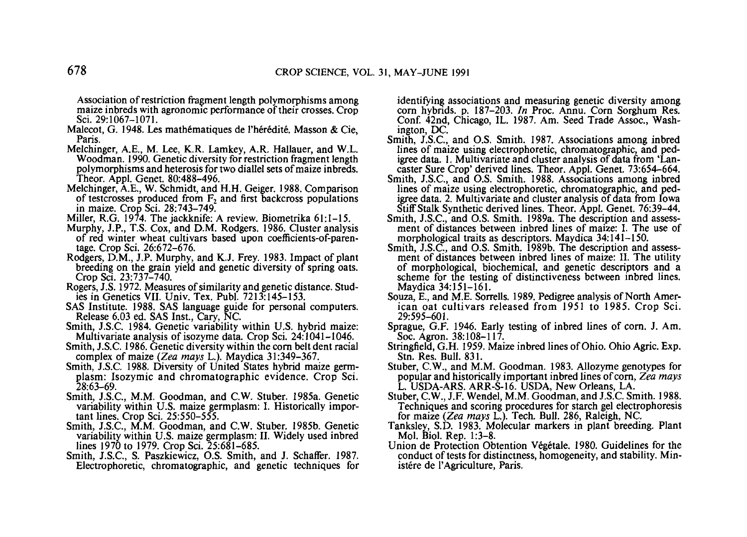Association of restriction fragment length polymorphisms among maize inbreds with agronomic performance of their crosses. Crop Sci. 29:1067–1071.

Malecot, G. 1948. Les mathématiques de l'hérédité. Masson & Cie, Paris.

Melchinger, A.E., M. Lee, K.R. Lamkey, A.R. Hallauer, and W.L. Woodman. 1990. Genetic diversity for restriction fragment length polymorphisms and heterosis for two diallel sets of maize inbreds. Theor. Appl. Genet. 80:488–496.

Melchinger, A.E., W. Schmidt, and H.H. Geiger. 1988. Comparison of testcrosses produced from $F_2$ and first backcross populations in maize. Crop Sci. 28:743–749.

Miller, R.G. 1974. The jackknife: A review. Biometrika 61:1–15.

Murphy, J.P., T.S. Cox, and D.M. Rodgers. 1986. Cluster analysis of red winter wheat cultivars based upon coefficients-of-parentage. Crop Sci. 26:672–676.

Rodgers, D.M., J.P. Murphy, and K.J. Frey. 1983. Impact of plant breeding on the grain yield and genetic diversity of spring oats. Crop Sci. 23:737–740.

Rogers, J.S. 1972. Measures of similarity and genetic distance. Studies in Genetics VII. Univ. Tex. Publ. 7213:145–153.

SAS Institute. 1988. SAS language guide for personal computers. Release 6.03 ed. SAS Inst., Cary, NC.

Smith, J.S.C. 1984. Genetic variability within U.S. hybrid maize: Multivariate analysis of isozyme data. Crop Sci. 24:1041–1046.

Smith, J.S.C. 1986. Genetic diversity within the corn belt dent racial complex of maize (*Zea mays* L.). Maydica 31:349–367.

Smith, J.S.C. 1988. Diversity of United States hybrid maize germplasm: Isozymic and chromatographic evidence. Crop Sci. 28:63–69.

Smith, J.S.C., M.M. Goodman, and C.W. Stuber. 1985a. Genetic variability within U.S. maize germplasm: I. Historically important lines. Crop Sci. 25:550–555.

Smith, J.S.C., M.M. Goodman, and C.W. Stuber. 1985b. Genetic variability within U.S. maize germplasm: II. Widely used inbred lines 1970 to 1979. Crop Sci. 25:681–685.

Smith, J.S.C., S. Paszkiewicz, O.S. Smith, and J. Schaffer. 1987. Electrophoretic, chromatographic, and genetic techniques for identifying associations and measuring genetic diversity among corn hybrids. p. 187–203. *In* Proc. Annu. Corn Sorghum Res. Conf. 42nd, Chicago, IL. 1987. Am. Seed Trade Assoc., Washington, DC.

Smith, J.S.C., and O.S. Smith. 1987. Associations among inbred lines of maize using electrophoretic, chromatographic, and pedigree data. 1. Multivariate and cluster analysis of data from 'Lancaster Sure Crop' derived lines. Theor. Appl. Genet. 73:654–664.

Smith, J.S.C., and O.S. Smith. 1988. Associations among inbred lines of maize using electrophoretic, chromatographic, and pedigree data. 2. Multivariate and cluster analysis of data from Iowa Stiff Stalk Synthetic derived lines. Theor. Appl. Genet. 76:39–44.

Smith, J.S.C., and O.S. Smith. 1989a. The description and assessment of distances between inbred lines of maize: I. The use of morphological traits as descriptors. Maydica 34:141–150.

Smith, J.S.C., and O.S. Smith. 1989b. The description and assessment of distances between inbred lines of maize: II. The utility of morphological, biochemical, and genetic descriptors and a scheme for the testing of distinctiveness between inbred lines. Maydica 34:151–161.

Souza, E., and M.E. Sorrells. 1989. Pedigree analysis of North American oat cultivars released from 1951 to 1985. Crop Sci. 29:595–601.

Sprague, G.F. 1946. Early testing of inbred lines of corn. J. Am. Soc. Agron. 38:108–117.

Stringfield, G.H. 1959. Maize inbred lines of Ohio. Ohio Agric. Exp. Stn. Res. Bull. 831.

Stuber, C.W., and M.M. Goodman. 1983. Allozyme genotypes for popular and historically important inbred lines of corn, *Zea mays* L. USDA-ARS. ARR-S-16. USDA, New Orleans, LA.

Stuber, C.W., J.F. Wendel, M.M. Goodman, and J.S.C. Smith. 1988. Techniques and scoring procedures for starch gel electrophoresis for maize (*Zea mays* L.). Tech. Bull. 286, Raleigh, NC.

Tanksley, S.D. 1983. Molecular markers in plant breeding. Plant Mol. Biol. Rep. 1:3–8.

Union de Protection Obtention Végétale. 1980. Guidelines for the conduct of tests for distinctness, homogeneity, and stability. Ministére de l'Agriculture, Paris.